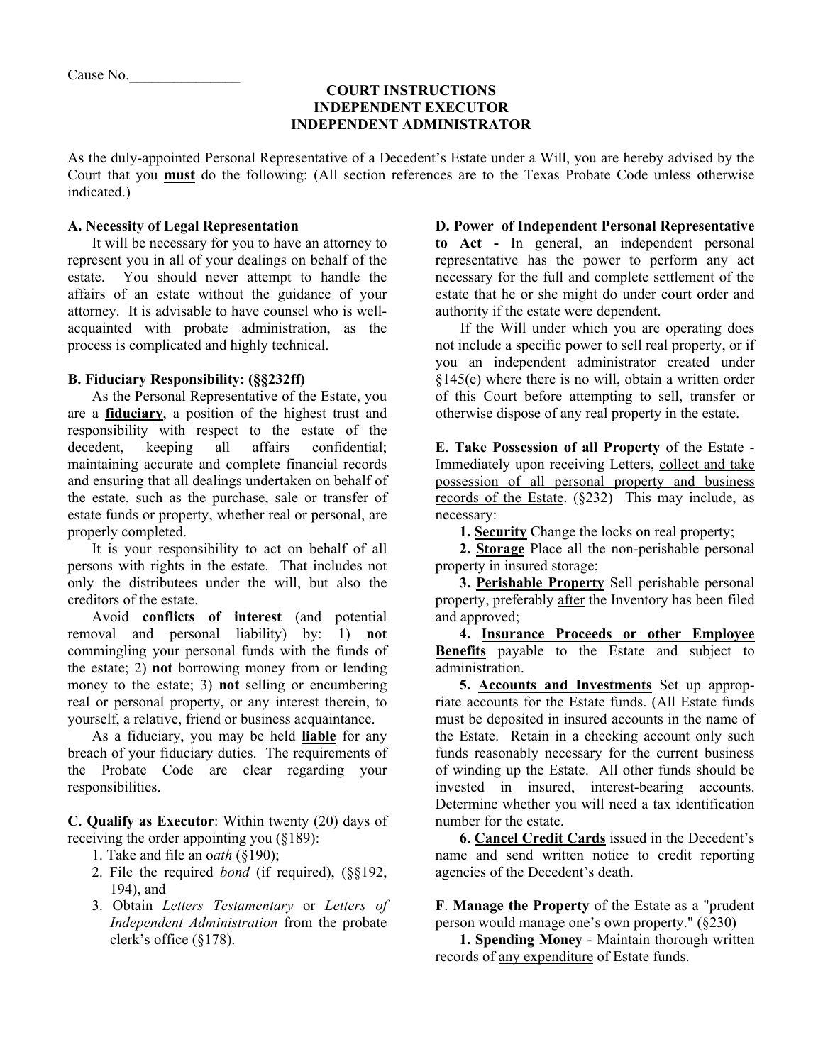Cause No.\_\_\_\_\_\_\_\_\_\_\_\_\_\_\_

# COURT INSTRUCTIONS
# INDEPENDENT EXECUTOR
# INDEPENDENT ADMINISTRATOR

As the duly-appointed Personal Representative of a Decedent's Estate under a Will, you are hereby advised by the Court that you **must** do the following: (All section references are to the Texas Probate Code unless otherwise indicated.)

**A. Necessity of Legal Representation**

It will be necessary for you to have an attorney to represent you in all of your dealings on behalf of the estate. You should never attempt to handle the affairs of an estate without the guidance of your attorney. It is advisable to have counsel who is well-acquainted with probate administration, as the process is complicated and highly technical.

**B. Fiduciary Responsibility: (§§232ff)**

As the Personal Representative of the Estate, you are a **fiduciary**, a position of the highest trust and responsibility with respect to the estate of the decedent, keeping all affairs confidential; maintaining accurate and complete financial records and ensuring that all dealings undertaken on behalf of the estate, such as the purchase, sale or transfer of estate funds or property, whether real or personal, are properly completed.

It is your responsibility to act on behalf of all persons with rights in the estate. That includes not only the distributees under the will, but also the creditors of the estate.

Avoid **conflicts of interest** (and potential removal and personal liability) by: 1) **not** commingling your personal funds with the funds of the estate; 2) **not** borrowing money from or lending money to the estate; 3) **not** selling or encumbering real or personal property, or any interest therein, to yourself, a relative, friend or business acquaintance.

As a fiduciary, you may be held **liable** for any breach of your fiduciary duties. The requirements of the Probate Code are clear regarding your responsibilities.

**C. Qualify as Executor**: Within twenty (20) days of receiving the order appointing you (§189):

1. Take and file an o*ath* (§190);
2. File the required *bond* (if required), (§§192, 194), and
3. Obtain *Letters Testamentary* or *Letters of Independent Administration* from the probate clerk's office (§178).

**D. Power of Independent Personal Representative to Act -** In general, an independent personal representative has the power to perform any act necessary for the full and complete settlement of the estate that he or she might do under court order and authority if the estate were dependent.

If the Will under which you are operating does not include a specific power to sell real property, or if you an independent administrator created under §145(e) where there is no will, obtain a written order of this Court before attempting to sell, transfer or otherwise dispose of any real property in the estate.

**E. Take Possession of all Property** of the Estate - Immediately upon receiving Letters, collect and take possession of all personal property and business records of the Estate. (§232) This may include, as necessary:

**1. Security** Change the locks on real property;

**2. Storage** Place all the non-perishable personal property in insured storage;

**3. Perishable Property** Sell perishable personal property, preferably after the Inventory has been filed and approved;

**4. Insurance Proceeds or other Employee Benefits** payable to the Estate and subject to administration.

**5. Accounts and Investments** Set up appropriate accounts for the Estate funds. (All Estate funds must be deposited in insured accounts in the name of the Estate. Retain in a checking account only such funds reasonably necessary for the current business of winding up the Estate. All other funds should be invested in insured, interest-bearing accounts. Determine whether you will need a tax identification number for the estate.

**6. Cancel Credit Cards** issued in the Decedent's name and send written notice to credit reporting agencies of the Decedent's death.

**F**. **Manage the Property** of the Estate as a "prudent person would manage one's own property." (§230)

**1. Spending Money** - Maintain thorough written records of any expenditure of Estate funds.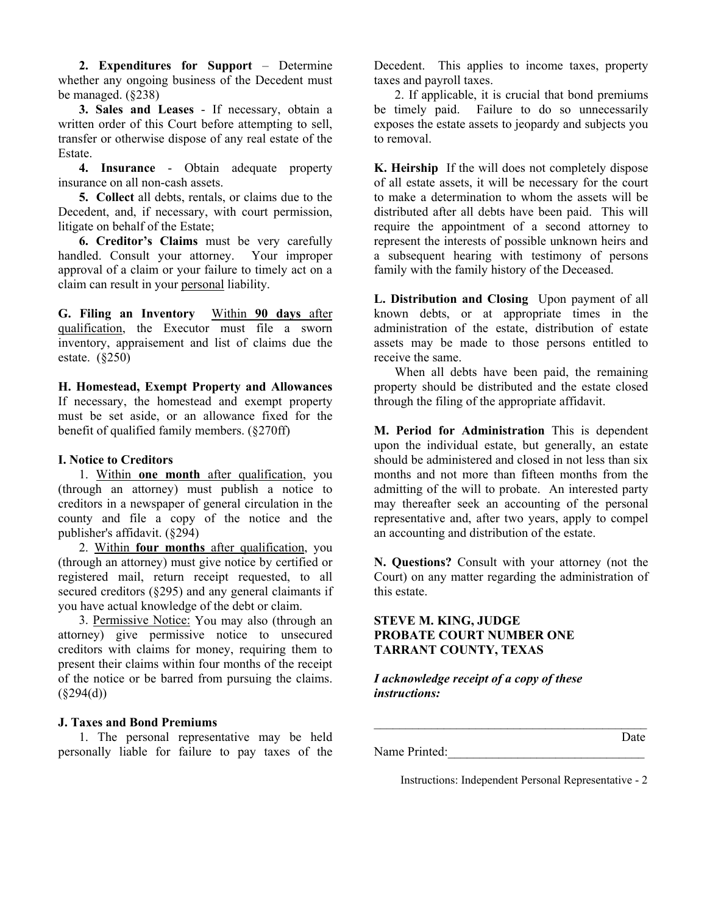**2. Expenditures for Support** – Determine whether any ongoing business of the Decedent must be managed. (§238)

**3. Sales and Leases** - If necessary, obtain a written order of this Court before attempting to sell, transfer or otherwise dispose of any real estate of the Estate.

**4. Insurance** - Obtain adequate property insurance on all non-cash assets.

**5. Collect** all debts, rentals, or claims due to the Decedent, and, if necessary, with court permission, litigate on behalf of the Estate;

**6. Creditor's Claims** must be very carefully handled. Consult your attorney. Your improper approval of a claim or your failure to timely act on a claim can result in your personal liability.

**G. Filing an Inventory** Within **90 days** after qualification, the Executor must file a sworn inventory, appraisement and list of claims due the estate. (§250)

**H. Homestead, Exempt Property and Allowances** If necessary, the homestead and exempt property must be set aside, or an allowance fixed for the benefit of qualified family members. (§270ff)

**I. Notice to Creditors**

1. Within **one month** after qualification, you (through an attorney) must publish a notice to creditors in a newspaper of general circulation in the county and file a copy of the notice and the publisher's affidavit. (§294)

2. Within **four months** after qualification, you (through an attorney) must give notice by certified or registered mail, return receipt requested, to all secured creditors (§295) and any general claimants if you have actual knowledge of the debt or claim.

3. Permissive Notice: You may also (through an attorney) give permissive notice to unsecured creditors with claims for money, requiring them to present their claims within four months of the receipt of the notice or be barred from pursuing the claims. (§294(d))

**J. Taxes and Bond Premiums**

1. The personal representative may be held personally liable for failure to pay taxes of the Decedent. This applies to income taxes, property taxes and payroll taxes.

2. If applicable, it is crucial that bond premiums be timely paid. Failure to do so unnecessarily exposes the estate assets to jeopardy and subjects you to removal.

**K. Heirship** If the will does not completely dispose of all estate assets, it will be necessary for the court to make a determination to whom the assets will be distributed after all debts have been paid. This will require the appointment of a second attorney to represent the interests of possible unknown heirs and a subsequent hearing with testimony of persons family with the family history of the Deceased.

**L. Distribution and Closing** Upon payment of all known debts, or at appropriate times in the administration of the estate, distribution of estate assets may be made to those persons entitled to receive the same.

When all debts have been paid, the remaining property should be distributed and the estate closed through the filing of the appropriate affidavit.

**M. Period for Administration** This is dependent upon the individual estate, but generally, an estate should be administered and closed in not less than six months and not more than fifteen months from the admitting of the will to probate. An interested party may thereafter seek an accounting of the personal representative and, after two years, apply to compel an accounting and distribution of the estate.

**N. Questions?** Consult with your attorney (not the Court) on any matter regarding the administration of this estate.

**STEVE M. KING, JUDGE**
**PROBATE COURT NUMBER ONE**
**TARRANT COUNTY, TEXAS**

***I acknowledge receipt of a copy of these instructions:***

_____________________________________________ Date

Name Printed:_______________________________

Instructions: Independent Personal Representative - 2